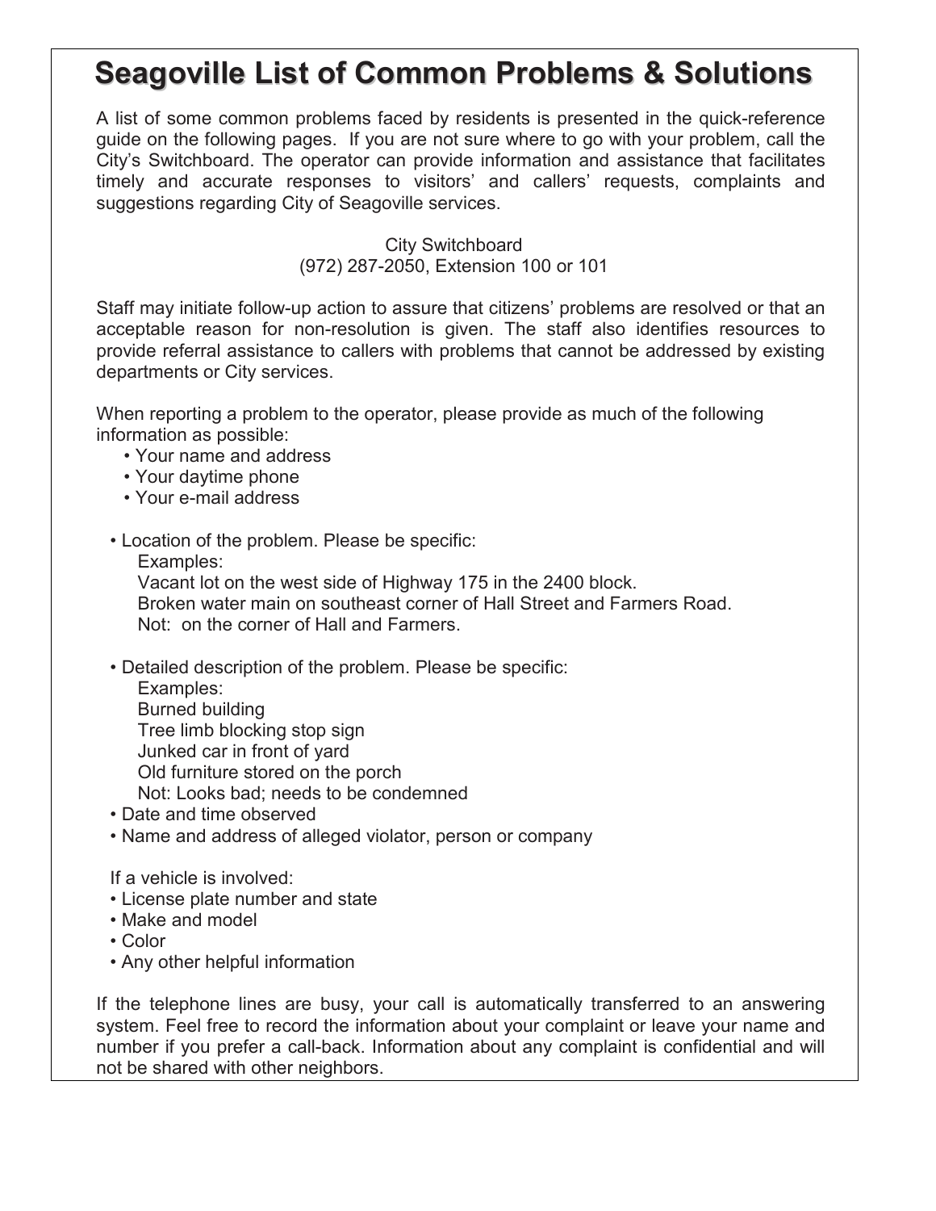# Seagoville List of Common Problems & Solutions

A list of some common problems faced by residents is presented in the quick-reference guide on the following pages. If you are not sure where to go with your problem, call the City's Switchboard. The operator can provide information and assistance that facilitates timely and accurate responses to visitors' and callers' requests, complaints and suggestions regarding City of Seagoville services.

City Switchboard
(972) 287-2050, Extension 100 or 101

Staff may initiate follow-up action to assure that citizens' problems are resolved or that an acceptable reason for non-resolution is given. The staff also identifies resources to provide referral assistance to callers with problems that cannot be addressed by existing departments or City services.

When reporting a problem to the operator, please provide as much of the following information as possible:

- Your name and address
- Your daytime phone
- Your e-mail address

- Location of the problem. Please be specific:
  Examples:
  Vacant lot on the west side of Highway 175 in the 2400 block.
  Broken water main on southeast corner of Hall Street and Farmers Road.
  Not: on the corner of Hall and Farmers.

- Detailed description of the problem. Please be specific:
  Examples:
  Burned building
  Tree limb blocking stop sign
  Junked car in front of yard
  Old furniture stored on the porch
  Not: Looks bad; needs to be condemned
- Date and time observed
- Name and address of alleged violator, person or company

If a vehicle is involved:

- License plate number and state
- Make and model
- Color
- Any other helpful information

If the telephone lines are busy, your call is automatically transferred to an answering system. Feel free to record the information about your complaint or leave your name and number if you prefer a call-back. Information about any complaint is confidential and will not be shared with other neighbors.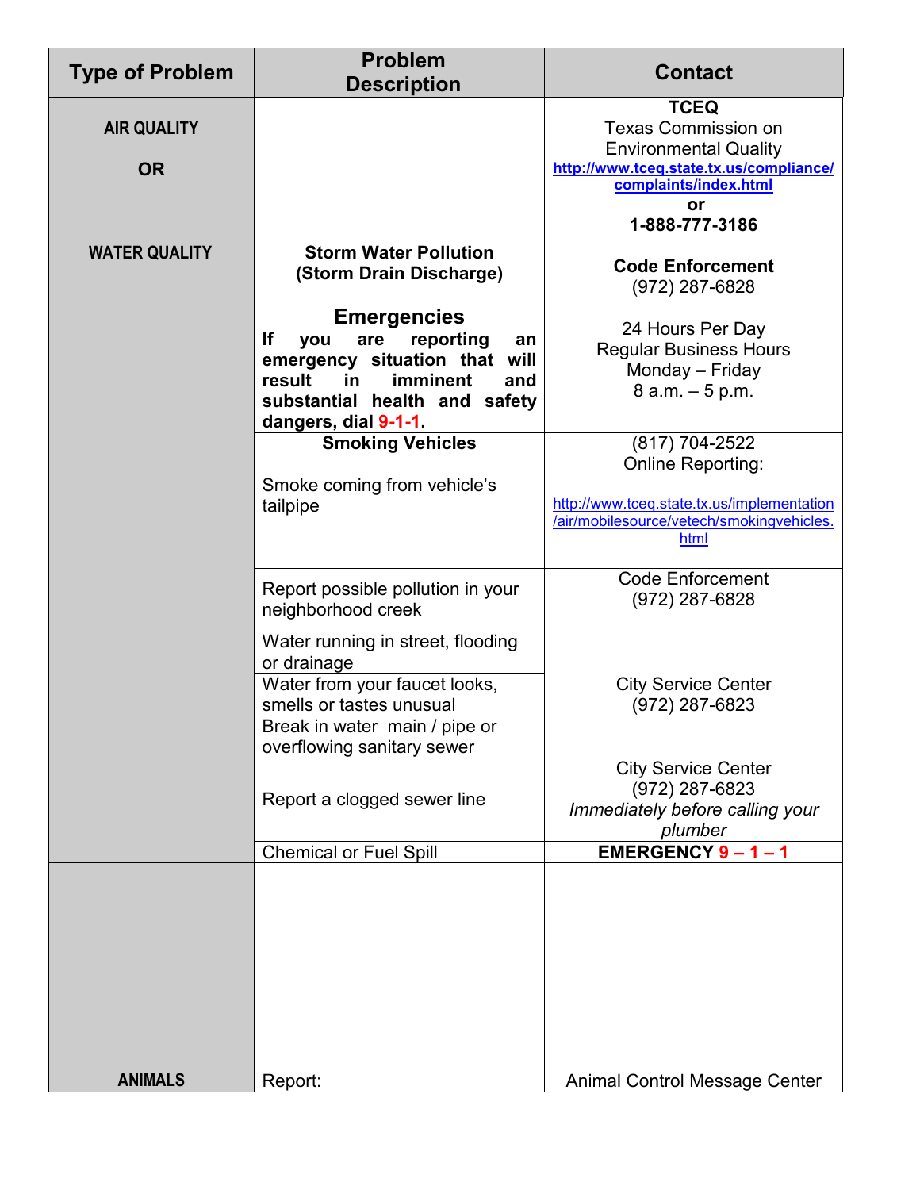| Type of Problem | Problem Description | Contact |
|---|---|---|
| **AIR QUALITY** **OR** **WATER QUALITY** | **Storm Water Pollution (Storm Drain Discharge)** **Emergencies** **If you are reporting an emergency situation that will result in imminent and substantial health and safety dangers, dial 9-1-1.** | **TCEQ** Texas Commission on Environmental Quality http://www.tceq.state.tx.us/compliance/complaints/index.html **or** **1-888-777-3186** **Code Enforcement** (972) 287-6828 24 Hours Per Day Regular Business Hours Monday – Friday 8 a.m. – 5 p.m. |
| | **Smoking Vehicles** Smoke coming from vehicle's tailpipe | (817) 704-2522 Online Reporting: http://www.tceq.state.tx.us/implementation/air/mobilesource/vetech/smokingvehicles.html |
| | Report possible pollution in your neighborhood creek | Code Enforcement (972) 287-6828 |
| | Water running in street, flooding or drainage | City Service Center (972) 287-6823 |
| | Water from your faucet looks, smells or tastes unusual | |
| | Break in water main / pipe or overflowing sanitary sewer | |
| | Report a clogged sewer line | City Service Center (972) 287-6823 *Immediately before calling your plumber* |
| | Chemical or Fuel Spill | **EMERGENCY 9 – 1 – 1** |
| **ANIMALS** | Report: | Animal Control Message Center |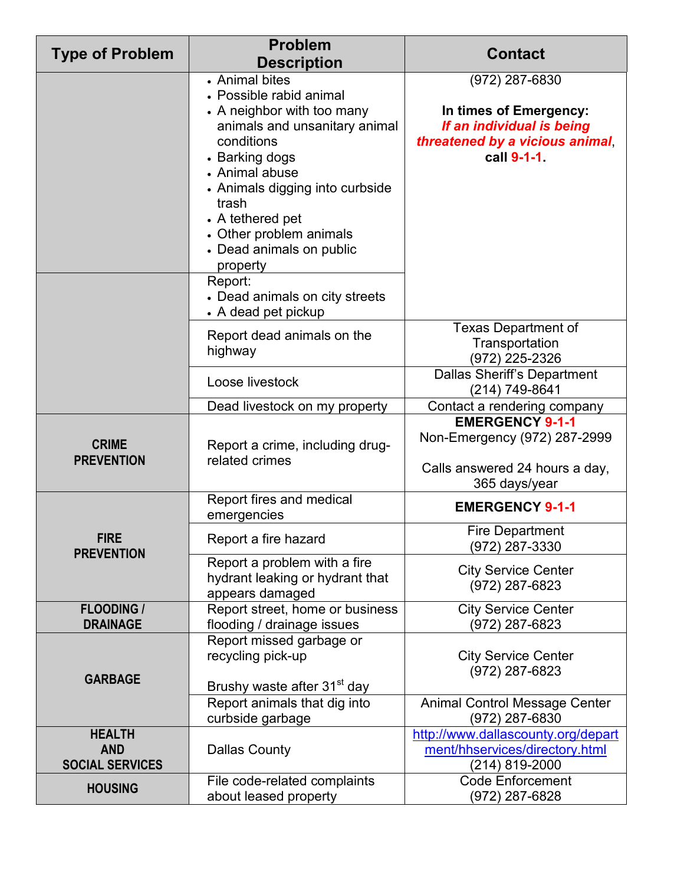| Type of Problem | Problem Description | Contact |
|---|---|---|
| | • Animal bites<br>• Possible rabid animal<br>• A neighbor with too many animals and unsanitary animal conditions<br>• Barking dogs<br>• Animal abuse<br>• Animals digging into curbside trash<br>• A tethered pet<br>• Other problem animals<br>• Dead animals on public property | (972) 287-6830<br><br>**In times of Emergency:**<br>***If an individual is being threatened by a vicious animal***, **call 9-1-1.** |
| | Report:<br>• Dead animals on city streets<br>• A dead pet pickup | |
| | Report dead animals on the highway | Texas Department of Transportation<br>(972) 225-2326 |
| | Loose livestock | Dallas Sheriff's Department<br>(214) 749-8641 |
| | Dead livestock on my property | Contact a rendering company |
| **CRIME PREVENTION** | Report a crime, including drug-related crimes | **EMERGENCY 9-1-1**<br>Non-Emergency (972) 287-2999<br><br>Calls answered 24 hours a day, 365 days/year |
| **FIRE PREVENTION** | Report fires and medical emergencies | **EMERGENCY 9-1-1** |
| | Report a fire hazard | Fire Department<br>(972) 287-3330 |
| | Report a problem with a fire hydrant leaking or hydrant that appears damaged | City Service Center<br>(972) 287-6823 |
| **FLOODING / DRAINAGE** | Report street, home or business flooding / drainage issues | City Service Center<br>(972) 287-6823 |
| **GARBAGE** | Report missed garbage or recycling pick-up<br><br>Brushy waste after 31st day | City Service Center<br>(972) 287-6823 |
| | Report animals that dig into curbside garbage | Animal Control Message Center<br>(972) 287-6830 |
| **HEALTH AND SOCIAL SERVICES** | Dallas County | http://www.dallascounty.org/department/hhservices/directory.html<br>(214) 819-2000 |
| **HOUSING** | File code-related complaints about leased property | Code Enforcement<br>(972) 287-6828 |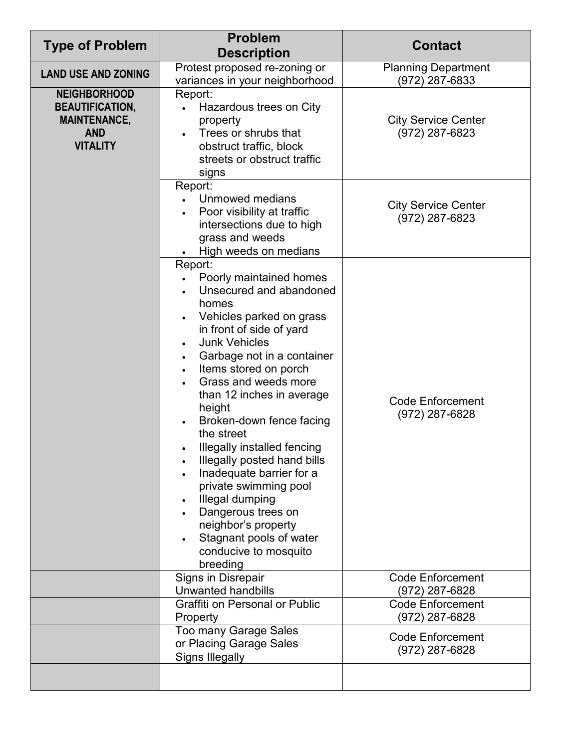| Type of Problem | Problem Description | Contact |
|---|---|---|
| **LAND USE AND ZONING** | Protest proposed re-zoning or variances in your neighborhood | Planning Department (972) 287-6833 |
| **NEIGHBORHOOD BEAUTIFICATION, MAINTENANCE, AND VITALITY** | Report:<br>• Hazardous trees on City property<br>• Trees or shrubs that obstruct traffic, block streets or obstruct traffic signs | City Service Center (972) 287-6823 |
| | Report:<br>• Unmowed medians<br>• Poor visibility at traffic intersections due to high grass and weeds<br>• High weeds on medians | City Service Center (972) 287-6823 |
| | Report:<br>• Poorly maintained homes<br>• Unsecured and abandoned homes<br>• Vehicles parked on grass in front of side of yard<br>• Junk Vehicles<br>• Garbage not in a container<br>• Items stored on porch<br>• Grass and weeds more than 12 inches in average height<br>• Broken-down fence facing the street<br>• Illegally installed fencing<br>• Illegally posted hand bills<br>• Inadequate barrier for a private swimming pool<br>• Illegal dumping<br>• Dangerous trees on neighbor's property<br>• Stagnant pools of water conducive to mosquito breeding | Code Enforcement (972) 287-6828 |
| | Signs in Disrepair<br>Unwanted handbills | Code Enforcement (972) 287-6828 |
| | Graffiti on Personal or Public Property | Code Enforcement (972) 287-6828 |
| | Too many Garage Sales or Placing Garage Sales Signs Illegally | Code Enforcement (972) 287-6828 |
| | | |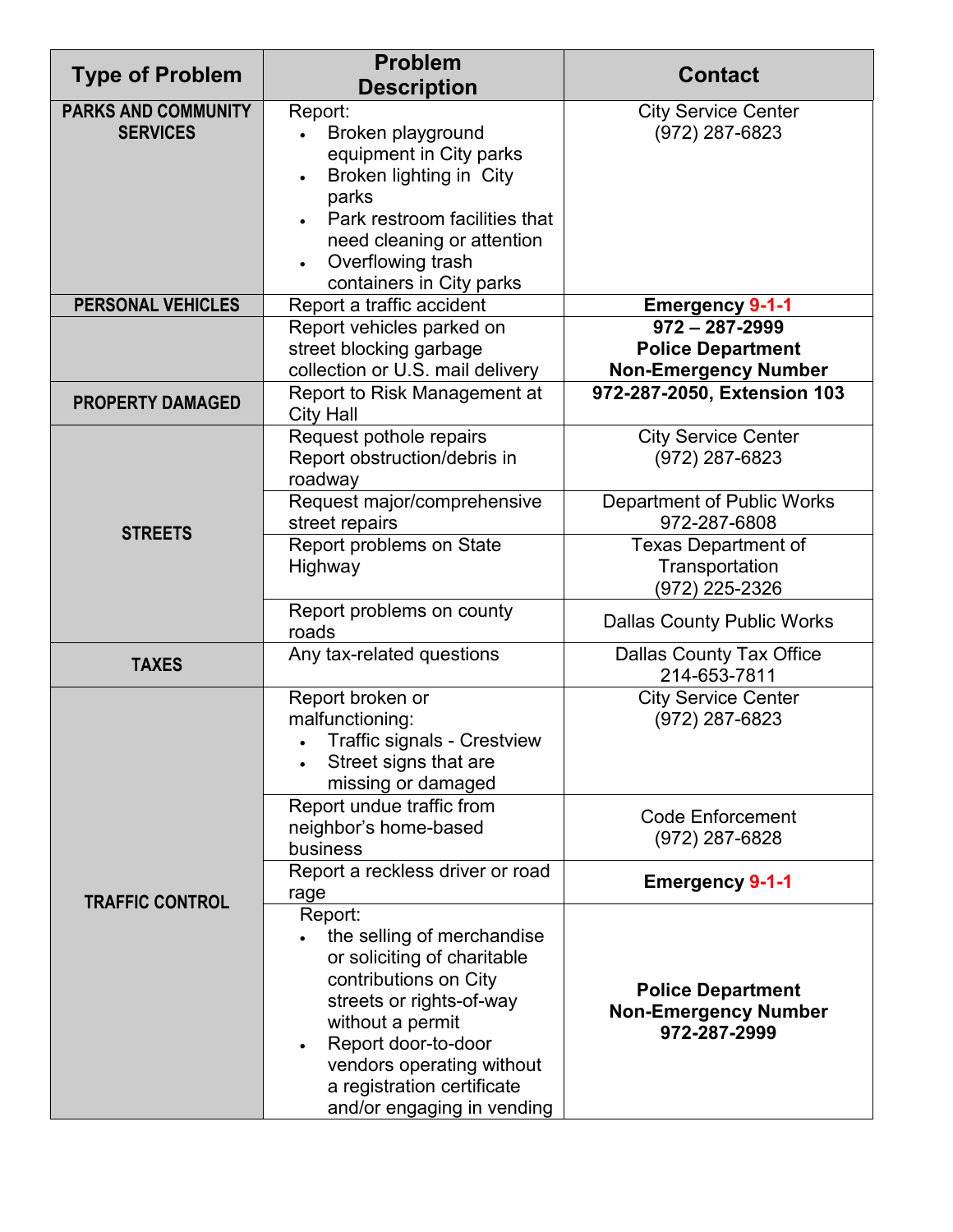| Type of Problem | Problem Description | Contact |
| --- | --- | --- |
| **PARKS AND COMMUNITY SERVICES** | Report:<br>• Broken playground equipment in City parks<br>• Broken lighting in City parks<br>• Park restroom facilities that need cleaning or attention<br>• Overflowing trash containers in City parks | City Service Center<br>(972) 287-6823 |
| **PERSONAL VEHICLES** | Report a traffic accident | **Emergency 9-1-1** |
| | Report vehicles parked on street blocking garbage collection or U.S. mail delivery | **972 – 287-2999**<br>**Police Department**<br>**Non-Emergency Number** |
| **PROPERTY DAMAGED** | Report to Risk Management at City Hall | **972-287-2050, Extension 103** |
| **STREETS** | Request pothole repairs<br>Report obstruction/debris in roadway | City Service Center<br>(972) 287-6823 |
| | Request major/comprehensive street repairs | Department of Public Works<br>972-287-6808 |
| | Report problems on State Highway | Texas Department of Transportation<br>(972) 225-2326 |
| | Report problems on county roads | Dallas County Public Works |
| **TAXES** | Any tax-related questions | Dallas County Tax Office<br>214-653-7811 |
| **TRAFFIC CONTROL** | Report broken or malfunctioning:<br>• Traffic signals - Crestview<br>• Street signs that are missing or damaged | City Service Center<br>(972) 287-6823 |
| | Report undue traffic from neighbor's home-based business | Code Enforcement<br>(972) 287-6828 |
| | Report a reckless driver or road rage | **Emergency 9-1-1** |
| | Report:<br>• the selling of merchandise or soliciting of charitable contributions on City streets or rights-of-way without a permit<br>• Report door-to-door vendors operating without a registration certificate and/or engaging in vending | **Police Department**<br>**Non-Emergency Number**<br>**972-287-2999** |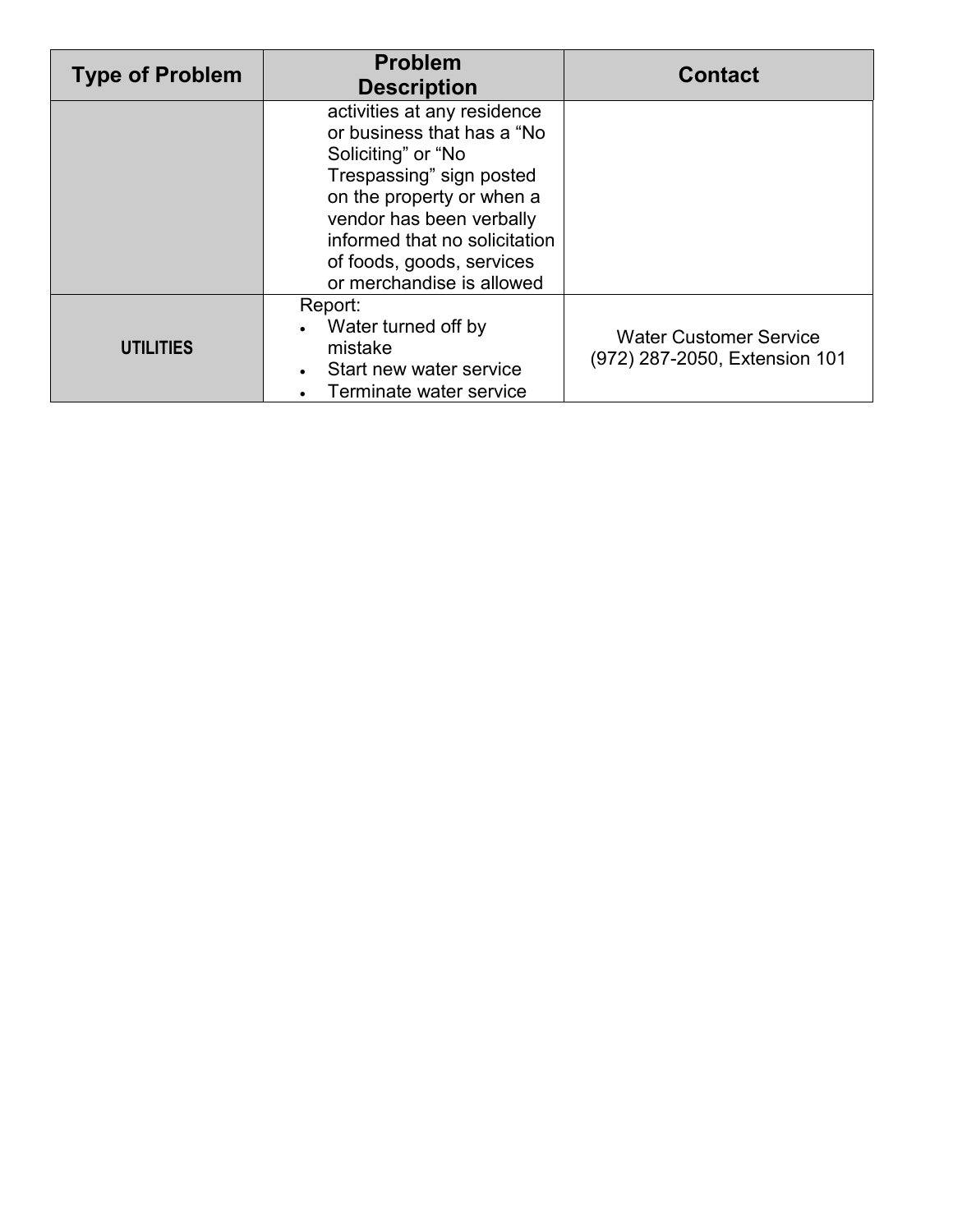| Type of Problem | Problem Description | Contact |
|---|---|---|
| | activities at any residence or business that has a “No Soliciting” or “No Trespassing” sign posted on the property or when a vendor has been verbally informed that no solicitation of foods, goods, services or merchandise is allowed | |
| **UTILITIES** | Report: <br>• Water turned off by mistake <br>• Start new water service <br>• Terminate water service | Water Customer Service (972) 287-2050, Extension 101 |